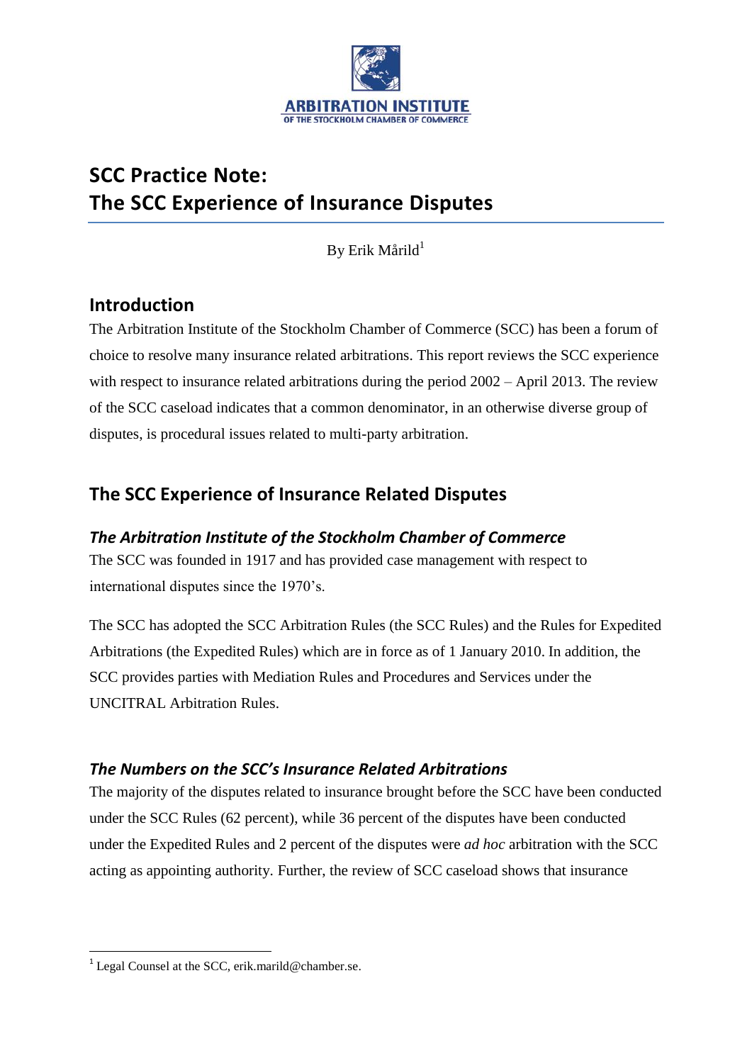ARBITRATION INSTITUTE
OF THE STOCKHOLM CHAMBER OF COMMERCE

# SCC Practice Note: The SCC Experience of Insurance Disputes

By Erik Mårild[1]

## Introduction

The Arbitration Institute of the Stockholm Chamber of Commerce (SCC) has been a forum of choice to resolve many insurance related arbitrations. This report reviews the SCC experience with respect to insurance related arbitrations during the period 2002 – April 2013. The review of the SCC caseload indicates that a common denominator, in an otherwise diverse group of disputes, is procedural issues related to multi-party arbitration.

## The SCC Experience of Insurance Related Disputes

### *The Arbitration Institute of the Stockholm Chamber of Commerce*

The SCC was founded in 1917 and has provided case management with respect to international disputes since the 1970's.

The SCC has adopted the SCC Arbitration Rules (the SCC Rules) and the Rules for Expedited Arbitrations (the Expedited Rules) which are in force as of 1 January 2010. In addition, the SCC provides parties with Mediation Rules and Procedures and Services under the UNCITRAL Arbitration Rules.

### *The Numbers on the SCC's Insurance Related Arbitrations*

The majority of the disputes related to insurance brought before the SCC have been conducted under the SCC Rules (62 percent), while 36 percent of the disputes have been conducted under the Expedited Rules and 2 percent of the disputes were *ad hoc* arbitration with the SCC acting as appointing authority. Further, the review of SCC caseload shows that insurance

---

[1] Legal Counsel at the SCC, erik.marild@chamber.se.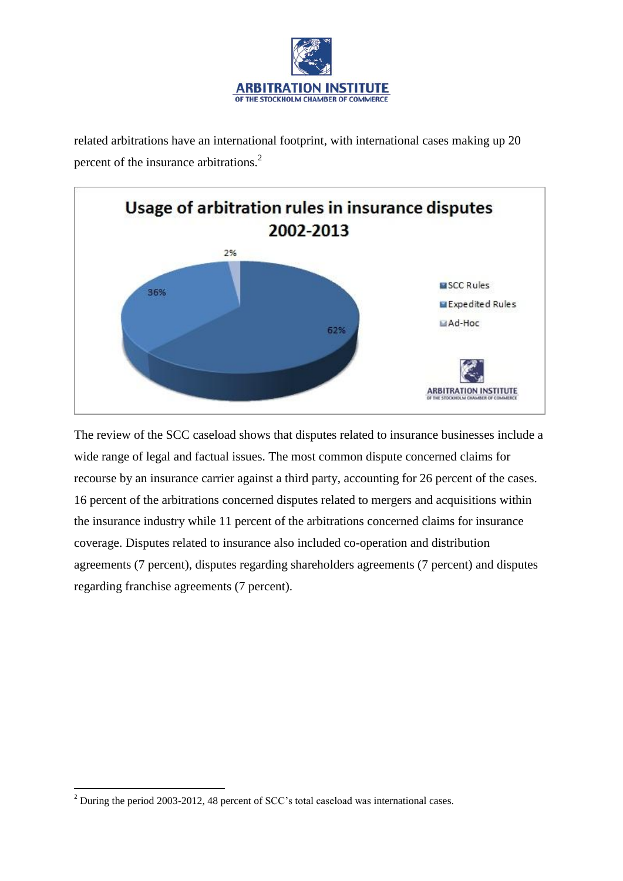related arbitrations have an international footprint, with international cases making up 20 percent of the insurance arbitrations.[2]

The review of the SCC caseload shows that disputes related to insurance businesses include a wide range of legal and factual issues. The most common dispute concerned claims for recourse by an insurance carrier against a third party, accounting for 26 percent of the cases. 16 percent of the arbitrations concerned disputes related to mergers and acquisitions within the insurance industry while 11 percent of the arbitrations concerned claims for insurance coverage. Disputes related to insurance also included co-operation and distribution agreements (7 percent), disputes regarding shareholders agreements (7 percent) and disputes regarding franchise agreements (7 percent).

[2] During the period 2003-2012, 48 percent of SCC's total caseload was international cases.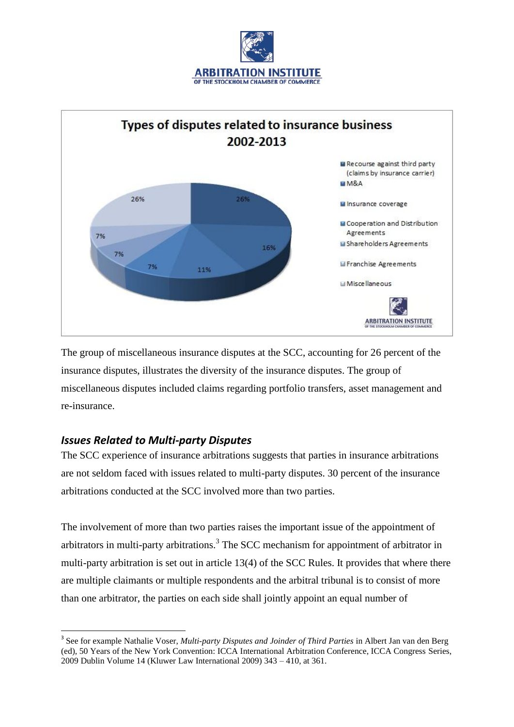The group of miscellaneous insurance disputes at the SCC, accounting for 26 percent of the insurance disputes, illustrates the diversity of the insurance disputes. The group of miscellaneous disputes included claims regarding portfolio transfers, asset management and re-insurance.

## *Issues Related to Multi-party Disputes*

The SCC experience of insurance arbitrations suggests that parties in insurance arbitrations are not seldom faced with issues related to multi-party disputes. 30 percent of the insurance arbitrations conducted at the SCC involved more than two parties.

The involvement of more than two parties raises the important issue of the appointment of arbitrators in multi-party arbitrations.[3] The SCC mechanism for appointment of arbitrator in multi-party arbitration is set out in article 13(4) of the SCC Rules. It provides that where there are multiple claimants or multiple respondents and the arbitral tribunal is to consist of more than one arbitrator, the parties on each side shall jointly appoint an equal number of

[3] See for example Nathalie Voser, *Multi-party Disputes and Joinder of Third Parties* in Albert Jan van den Berg (ed), 50 Years of the New York Convention: ICCA International Arbitration Conference, ICCA Congress Series, 2009 Dublin Volume 14 (Kluwer Law International 2009) 343 – 410, at 361.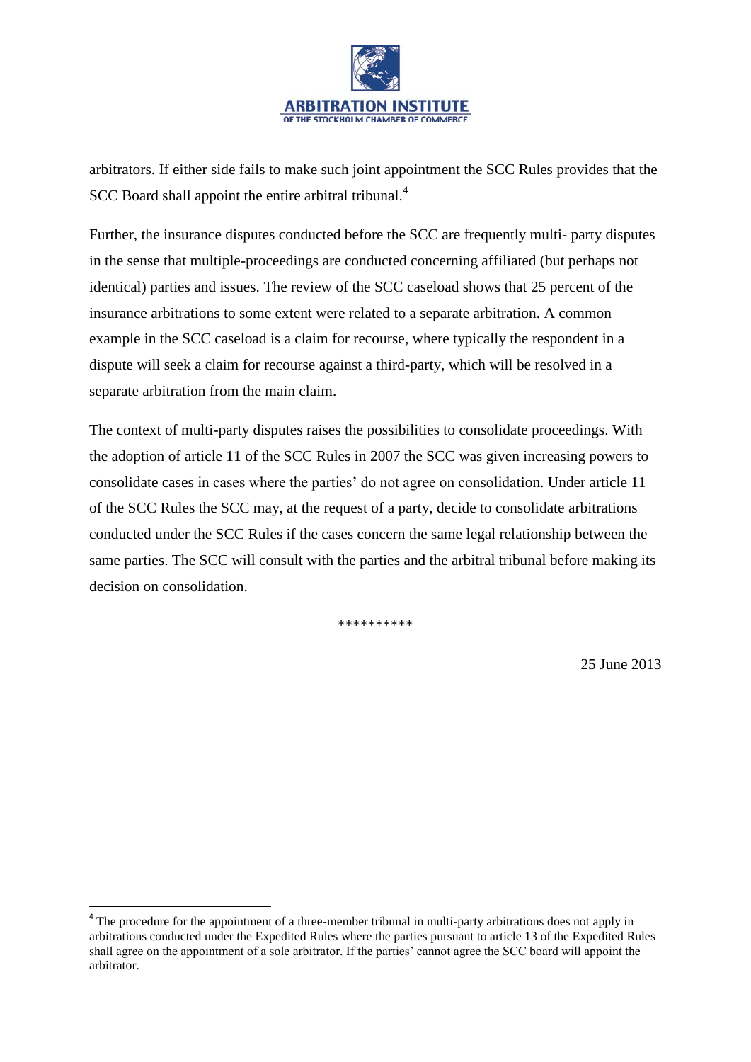arbitrators. If either side fails to make such joint appointment the SCC Rules provides that the SCC Board shall appoint the entire arbitral tribunal.[4]

Further, the insurance disputes conducted before the SCC are frequently multi- party disputes in the sense that multiple-proceedings are conducted concerning affiliated (but perhaps not identical) parties and issues. The review of the SCC caseload shows that 25 percent of the insurance arbitrations to some extent were related to a separate arbitration. A common example in the SCC caseload is a claim for recourse, where typically the respondent in a dispute will seek a claim for recourse against a third-party, which will be resolved in a separate arbitration from the main claim.

The context of multi-party disputes raises the possibilities to consolidate proceedings. With the adoption of article 11 of the SCC Rules in 2007 the SCC was given increasing powers to consolidate cases in cases where the parties' do not agree on consolidation. Under article 11 of the SCC Rules the SCC may, at the request of a party, decide to consolidate arbitrations conducted under the SCC Rules if the cases concern the same legal relationship between the same parties. The SCC will consult with the parties and the arbitral tribunal before making its decision on consolidation.

**********

25 June 2013

[4] The procedure for the appointment of a three-member tribunal in multi-party arbitrations does not apply in arbitrations conducted under the Expedited Rules where the parties pursuant to article 13 of the Expedited Rules shall agree on the appointment of a sole arbitrator. If the parties' cannot agree the SCC board will appoint the arbitrator.